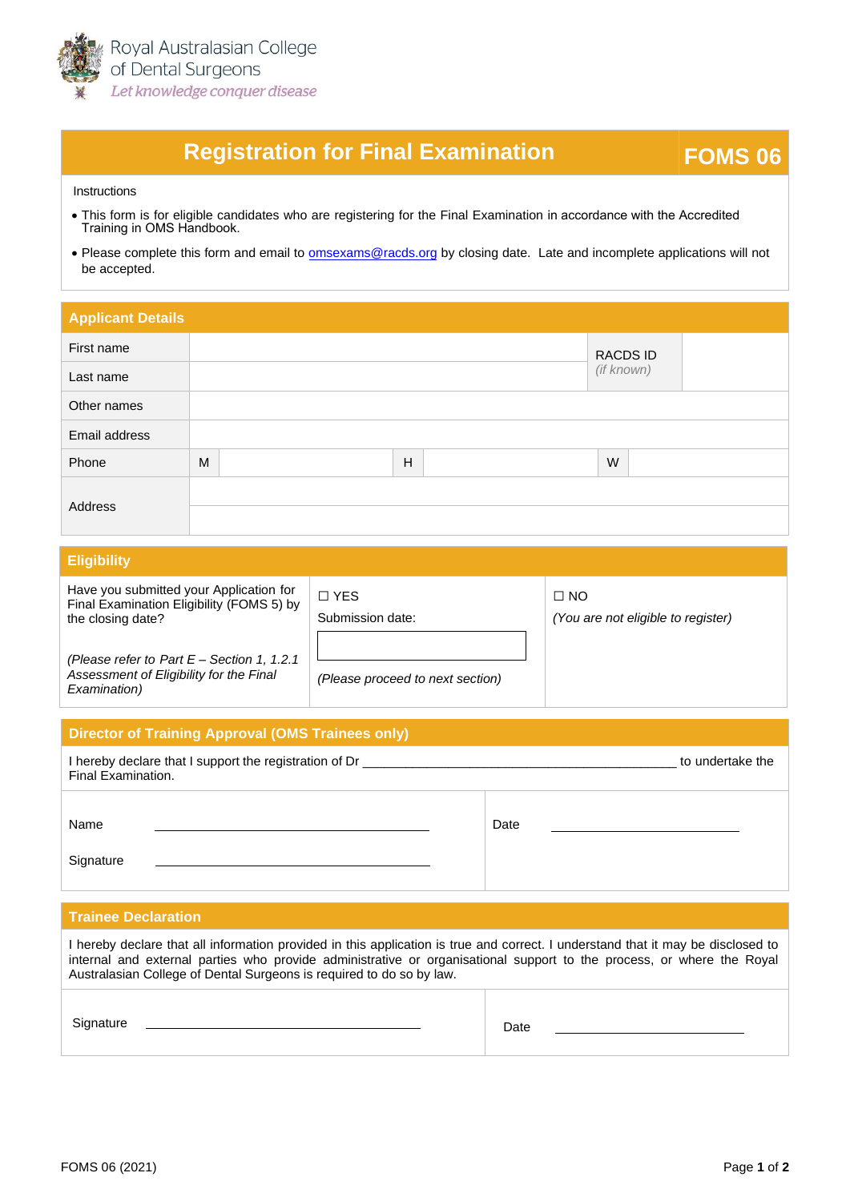Royal Australasian College of Dental Surgeons
*Let knowledge conquer disease*

# Registration for Final Examination — FOMS 06

Instructions

- This form is for eligible candidates who are registering for the Final Examination in accordance with the Accredited Training in OMS Handbook.
- Please complete this form and email to omsexams@racds.org by closing date. Late and incomplete applications will not be accepted.

## Applicant Details

| | | | | | | | |
|---|---|---|---|---|---|---|---|
| First name | | | | | | RACDS ID *(if known)* | |
| Last name | | | | | | | |
| Other names | | | | | | | |
| Email address | | | | | | | |
| Phone | M | | H | | W | | |
| Address | | | | | | | |

## Eligibility

| | | |
|---|---|---|
| Have you submitted your Application for Final Examination Eligibility (FOMS 5) by the closing date?<br><br>*(Please refer to Part E – Section 1, 1.2.1 Assessment of Eligibility for the Final Examination)* | ☐ YES<br>Submission date:<br><br>*(Please proceed to next section)* | ☐ NO<br>*(You are not eligible to register)* |

## Director of Training Approval (OMS Trainees only)

I hereby declare that I support the registration of Dr ____________________________________________ to undertake the Final Examination.

Name ______________________________ Date ______________________

Signature ______________________________

## Trainee Declaration

I hereby declare that all information provided in this application is true and correct. I understand that it may be disclosed to internal and external parties who provide administrative or organisational support to the process, or where the Royal Australasian College of Dental Surgeons is required to do so by law.

Signature ______________________________ Date ______________________

FOMS 06 (2021)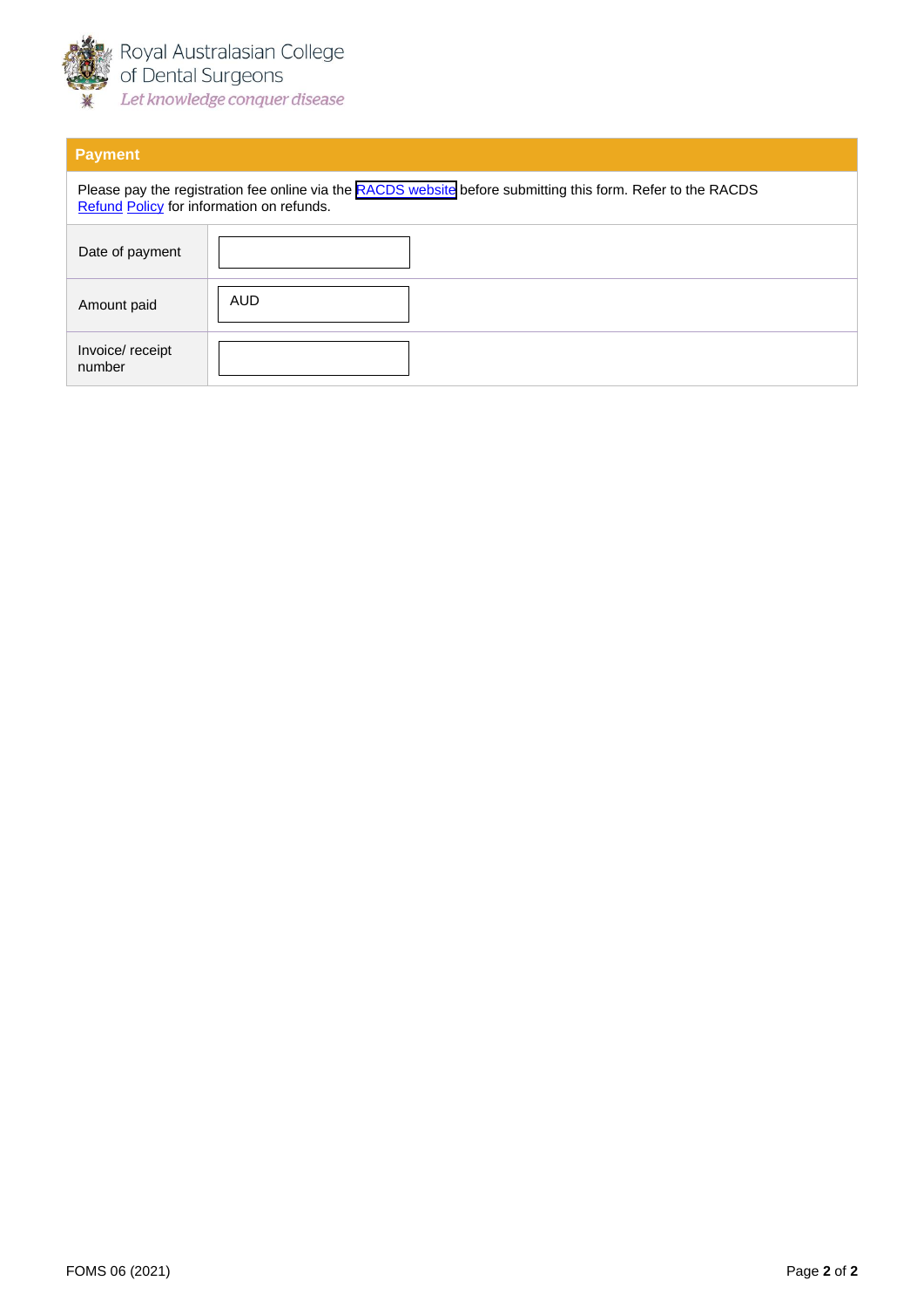Royal Australasian College of Dental Surgeons

*Let knowledge conquer disease*

## Payment

Please pay the registration fee online via the RACDS website before submitting this form. Refer to the RACDS Refund Policy for information on refunds.

| | |
|---|---|
| Date of payment | |
| Amount paid | AUD |
| Invoice/ receipt number | |

FOMS 06 (2021)